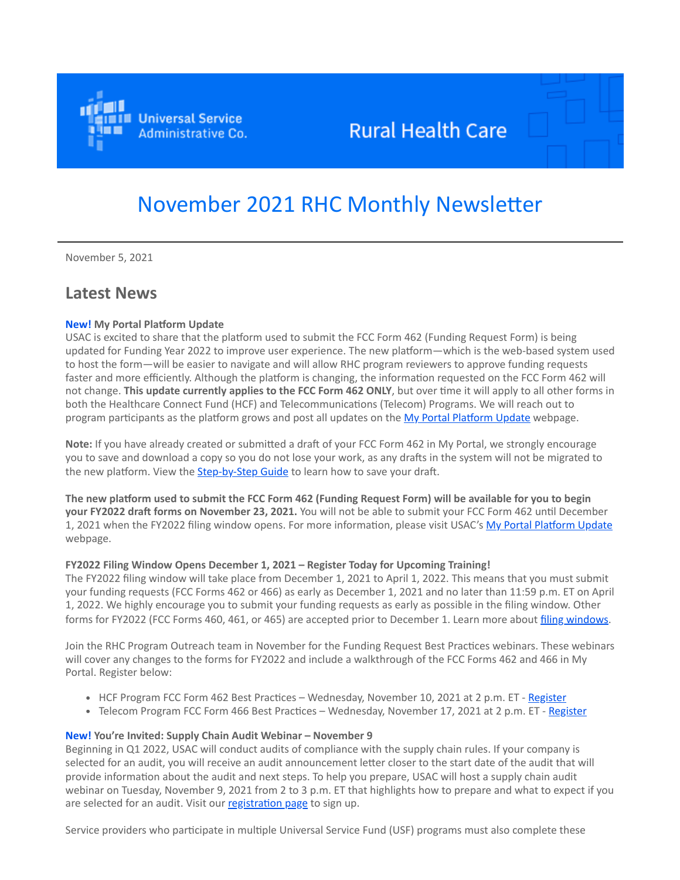Universal Service Administrative Co. Rural Health Care

# November 2021 RHC Monthly Newsletter

November 5, 2021

## Latest News

**New! My Portal Platform Update**
USAC is excited to share that the platform used to submit the FCC Form 462 (Funding Request Form) is being updated for Funding Year 2022 to improve user experience. The new platform—which is the web-based system used to host the form—will be easier to navigate and will allow RHC program reviewers to approve funding requests faster and more efficiently. Although the platform is changing, the information requested on the FCC Form 462 will not change. **This update currently applies to the FCC Form 462 ONLY**, but over time it will apply to all other forms in both the Healthcare Connect Fund (HCF) and Telecommunications (Telecom) Programs. We will reach out to program participants as the platform grows and post all updates on the My Portal Platform Update webpage.

**Note:** If you have already created or submitted a draft of your FCC Form 462 in My Portal, we strongly encourage you to save and download a copy so you do not lose your work, as any drafts in the system will not be migrated to the new platform. View the Step-by-Step Guide to learn how to save your draft.

**The new platform used to submit the FCC Form 462 (Funding Request Form) will be available for you to begin your FY2022 draft forms on November 23, 2021.** You will not be able to submit your FCC Form 462 until December 1, 2021 when the FY2022 filing window opens. For more information, please visit USAC's My Portal Platform Update webpage.

**FY2022 Filing Window Opens December 1, 2021 – Register Today for Upcoming Training!**
The FY2022 filing window will take place from December 1, 2021 to April 1, 2022. This means that you must submit your funding requests (FCC Forms 462 or 466) as early as December 1, 2021 and no later than 11:59 p.m. ET on April 1, 2022. We highly encourage you to submit your funding requests as early as possible in the filing window. Other forms for FY2022 (FCC Forms 460, 461, or 465) are accepted prior to December 1. Learn more about filing windows.

Join the RHC Program Outreach team in November for the Funding Request Best Practices webinars. These webinars will cover any changes to the forms for FY2022 and include a walkthrough of the FCC Forms 462 and 466 in My Portal. Register below:

- HCF Program FCC Form 462 Best Practices – Wednesday, November 10, 2021 at 2 p.m. ET - Register
- Telecom Program FCC Form 466 Best Practices – Wednesday, November 17, 2021 at 2 p.m. ET - Register

**New! You're Invited: Supply Chain Audit Webinar – November 9**
Beginning in Q1 2022, USAC will conduct audits of compliance with the supply chain rules. If your company is selected for an audit, you will receive an audit announcement letter closer to the start date of the audit that will provide information about the audit and next steps. To help you prepare, USAC will host a supply chain audit webinar on Tuesday, November 9, 2021 from 2 to 3 p.m. ET that highlights how to prepare and what to expect if you are selected for an audit. Visit our registration page to sign up.

Service providers who participate in multiple Universal Service Fund (USF) programs must also complete these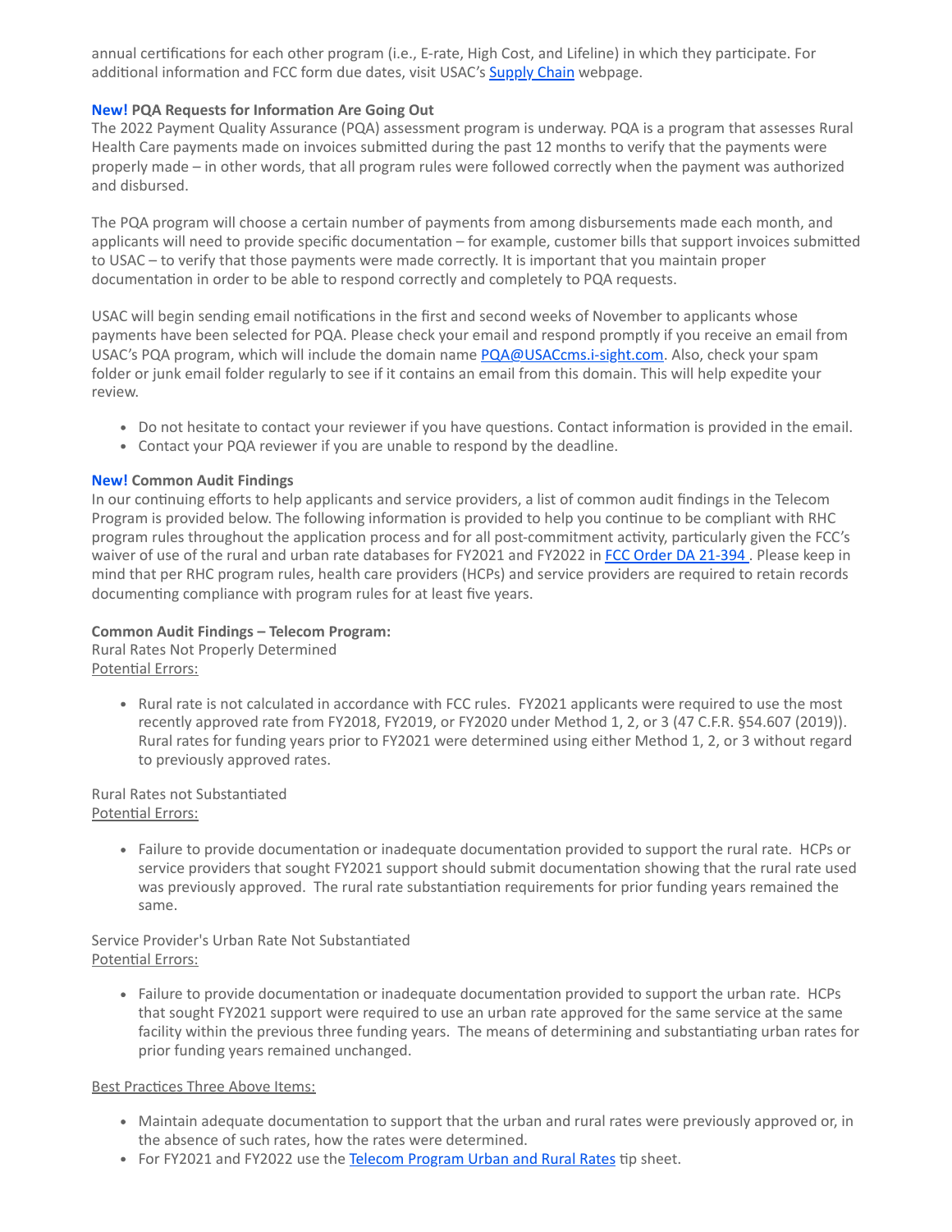annual certifications for each other program (i.e., E-rate, High Cost, and Lifeline) in which they participate. For additional information and FCC form due dates, visit USAC's [Supply Chain](#) webpage.

**New! PQA Requests for Information Are Going Out**

The 2022 Payment Quality Assurance (PQA) assessment program is underway. PQA is a program that assesses Rural Health Care payments made on invoices submitted during the past 12 months to verify that the payments were properly made – in other words, that all program rules were followed correctly when the payment was authorized and disbursed.

The PQA program will choose a certain number of payments from among disbursements made each month, and applicants will need to provide specific documentation – for example, customer bills that support invoices submitted to USAC – to verify that those payments were made correctly. It is important that you maintain proper documentation in order to be able to respond correctly and completely to PQA requests.

USAC will begin sending email notifications in the first and second weeks of November to applicants whose payments have been selected for PQA. Please check your email and respond promptly if you receive an email from USAC's PQA program, which will include the domain name PQA@USACcms.i-sight.com. Also, check your spam folder or junk email folder regularly to see if it contains an email from this domain. This will help expedite your review.

- Do not hesitate to contact your reviewer if you have questions. Contact information is provided in the email.
- Contact your PQA reviewer if you are unable to respond by the deadline.

**New! Common Audit Findings**

In our continuing efforts to help applicants and service providers, a list of common audit findings in the Telecom Program is provided below. The following information is provided to help you continue to be compliant with RHC program rules throughout the application process and for all post-commitment activity, particularly given the FCC's waiver of use of the rural and urban rate databases for FY2021 and FY2022 in [FCC Order DA 21-394](#). Please keep in mind that per RHC program rules, health care providers (HCPs) and service providers are required to retain records documenting compliance with program rules for at least five years.

**Common Audit Findings – Telecom Program:**

Rural Rates Not Properly Determined

Potential Errors:

- Rural rate is not calculated in accordance with FCC rules. FY2021 applicants were required to use the most recently approved rate from FY2018, FY2019, or FY2020 under Method 1, 2, or 3 (47 C.F.R. §54.607 (2019)). Rural rates for funding years prior to FY2021 were determined using either Method 1, 2, or 3 without regard to previously approved rates.

Rural Rates not Substantiated

Potential Errors:

- Failure to provide documentation or inadequate documentation provided to support the rural rate. HCPs or service providers that sought FY2021 support should submit documentation showing that the rural rate used was previously approved. The rural rate substantiation requirements for prior funding years remained the same.

Service Provider's Urban Rate Not Substantiated

Potential Errors:

- Failure to provide documentation or inadequate documentation provided to support the urban rate. HCPs that sought FY2021 support were required to use an urban rate approved for the same service at the same facility within the previous three funding years. The means of determining and substantiating urban rates for prior funding years remained unchanged.

Best Practices Three Above Items:

- Maintain adequate documentation to support that the urban and rural rates were previously approved or, in the absence of such rates, how the rates were determined.
- For FY2021 and FY2022 use the [Telecom Program Urban and Rural Rates](#) tip sheet.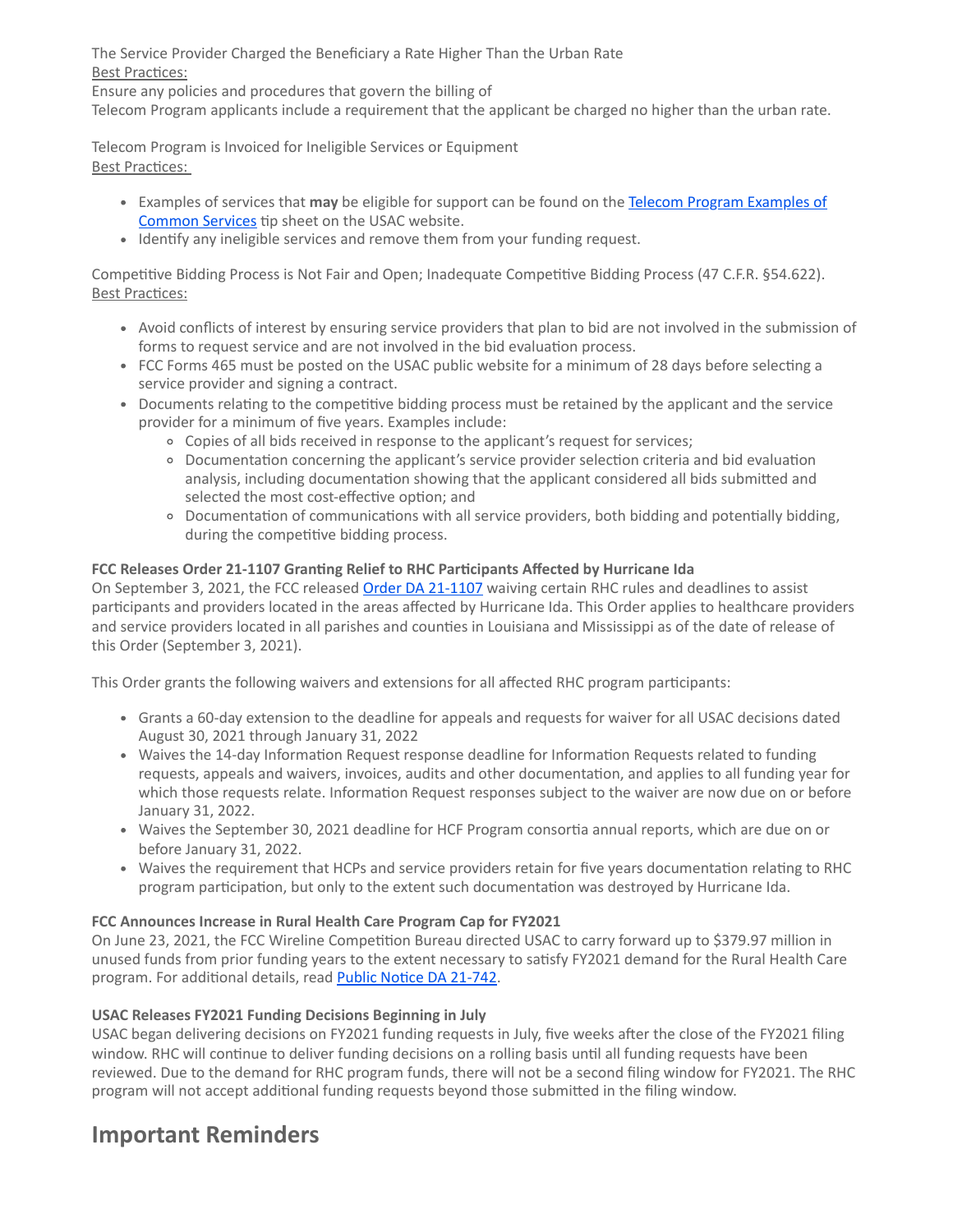The Service Provider Charged the Beneficiary a Rate Higher Than the Urban Rate

Best Practices:

Ensure any policies and procedures that govern the billing of
Telecom Program applicants include a requirement that the applicant be charged no higher than the urban rate.

Telecom Program is Invoiced for Ineligible Services or Equipment

Best Practices:

- Examples of services that **may** be eligible for support can be found on the [Telecom Program Examples of Common Services]() tip sheet on the USAC website.
- Identify any ineligible services and remove them from your funding request.

Competitive Bidding Process is Not Fair and Open; Inadequate Competitive Bidding Process (47 C.F.R. §54.622).

Best Practices:

- Avoid conflicts of interest by ensuring service providers that plan to bid are not involved in the submission of forms to request service and are not involved in the bid evaluation process.
- FCC Forms 465 must be posted on the USAC public website for a minimum of 28 days before selecting a service provider and signing a contract.
- Documents relating to the competitive bidding process must be retained by the applicant and the service provider for a minimum of five years. Examples include:
  - Copies of all bids received in response to the applicant's request for services;
  - Documentation concerning the applicant's service provider selection criteria and bid evaluation analysis, including documentation showing that the applicant considered all bids submitted and selected the most cost-effective option; and
  - Documentation of communications with all service providers, both bidding and potentially bidding, during the competitive bidding process.

**FCC Releases Order 21-1107 Granting Relief to RHC Participants Affected by Hurricane Ida**

On September 3, 2021, the FCC released [Order DA 21-1107]() waiving certain RHC rules and deadlines to assist participants and providers located in the areas affected by Hurricane Ida. This Order applies to healthcare providers and service providers located in all parishes and counties in Louisiana and Mississippi as of the date of release of this Order (September 3, 2021).

This Order grants the following waivers and extensions for all affected RHC program participants:

- Grants a 60-day extension to the deadline for appeals and requests for waiver for all USAC decisions dated August 30, 2021 through January 31, 2022
- Waives the 14-day Information Request response deadline for Information Requests related to funding requests, appeals and waivers, invoices, audits and other documentation, and applies to all funding year for which those requests relate. Information Request responses subject to the waiver are now due on or before January 31, 2022.
- Waives the September 30, 2021 deadline for HCF Program consortia annual reports, which are due on or before January 31, 2022.
- Waives the requirement that HCPs and service providers retain for five years documentation relating to RHC program participation, but only to the extent such documentation was destroyed by Hurricane Ida.

**FCC Announces Increase in Rural Health Care Program Cap for FY2021**

On June 23, 2021, the FCC Wireline Competition Bureau directed USAC to carry forward up to $379.97 million in unused funds from prior funding years to the extent necessary to satisfy FY2021 demand for the Rural Health Care program. For additional details, read [Public Notice DA 21-742]().

**USAC Releases FY2021 Funding Decisions Beginning in July**

USAC began delivering decisions on FY2021 funding requests in July, five weeks after the close of the FY2021 filing window. RHC will continue to deliver funding decisions on a rolling basis until all funding requests have been reviewed. Due to the demand for RHC program funds, there will not be a second filing window for FY2021. The RHC program will not accept additional funding requests beyond those submitted in the filing window.

# Important Reminders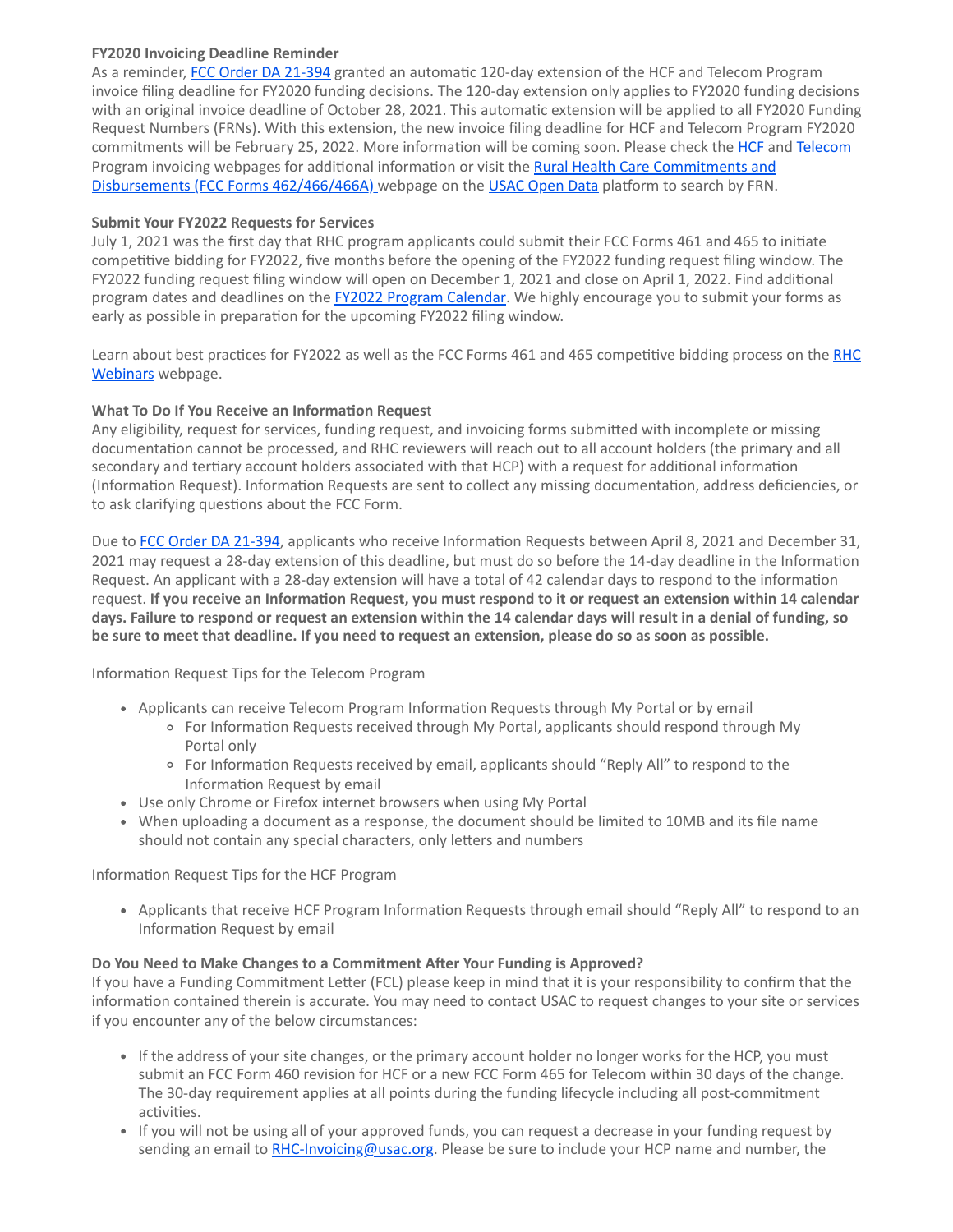**FY2020 Invoicing Deadline Reminder**

As a reminder, [FCC Order DA 21-394](#) granted an automatic 120-day extension of the HCF and Telecom Program invoice filing deadline for FY2020 funding decisions. The 120-day extension only applies to FY2020 funding decisions with an original invoice deadline of October 28, 2021. This automatic extension will be applied to all FY2020 Funding Request Numbers (FRNs). With this extension, the new invoice filing deadline for HCF and Telecom Program FY2020 commitments will be February 25, 2022. More information will be coming soon. Please check the [HCF](#) and [Telecom](#) Program invoicing webpages for additional information or visit the [Rural Health Care Commitments and Disbursements (FCC Forms 462/466/466A)](#) webpage on the [USAC Open Data](#) platform to search by FRN.

**Submit Your FY2022 Requests for Services**

July 1, 2021 was the first day that RHC program applicants could submit their FCC Forms 461 and 465 to initiate competitive bidding for FY2022, five months before the opening of the FY2022 funding request filing window. The FY2022 funding request filing window will open on December 1, 2021 and close on April 1, 2022. Find additional program dates and deadlines on the [FY2022 Program Calendar](#). We highly encourage you to submit your forms as early as possible in preparation for the upcoming FY2022 filing window.

Learn about best practices for FY2022 as well as the FCC Forms 461 and 465 competitive bidding process on the [RHC Webinars](#) webpage.

**What To Do If You Receive an Information Request**

Any eligibility, request for services, funding request, and invoicing forms submitted with incomplete or missing documentation cannot be processed, and RHC reviewers will reach out to all account holders (the primary and all secondary and tertiary account holders associated with that HCP) with a request for additional information (Information Request). Information Requests are sent to collect any missing documentation, address deficiencies, or to ask clarifying questions about the FCC Form.

Due to [FCC Order DA 21-394](#), applicants who receive Information Requests between April 8, 2021 and December 31, 2021 may request a 28-day extension of this deadline, but must do so before the 14-day deadline in the Information Request. An applicant with a 28-day extension will have a total of 42 calendar days to respond to the information request. **If you receive an Information Request, you must respond to it or request an extension within 14 calendar days. Failure to respond or request an extension within the 14 calendar days will result in a denial of funding, so be sure to meet that deadline. If you need to request an extension, please do so as soon as possible.**

Information Request Tips for the Telecom Program

- Applicants can receive Telecom Program Information Requests through My Portal or by email
  - For Information Requests received through My Portal, applicants should respond through My Portal only
  - For Information Requests received by email, applicants should "Reply All" to respond to the Information Request by email
- Use only Chrome or Firefox internet browsers when using My Portal
- When uploading a document as a response, the document should be limited to 10MB and its file name should not contain any special characters, only letters and numbers

Information Request Tips for the HCF Program

- Applicants that receive HCF Program Information Requests through email should "Reply All" to respond to an Information Request by email

**Do You Need to Make Changes to a Commitment After Your Funding is Approved?**

If you have a Funding Commitment Letter (FCL) please keep in mind that it is your responsibility to confirm that the information contained therein is accurate. You may need to contact USAC to request changes to your site or services if you encounter any of the below circumstances:

- If the address of your site changes, or the primary account holder no longer works for the HCP, you must submit an FCC Form 460 revision for HCF or a new FCC Form 465 for Telecom within 30 days of the change. The 30-day requirement applies at all points during the funding lifecycle including all post-commitment activities.
- If you will not be using all of your approved funds, you can request a decrease in your funding request by sending an email to [RHC-Invoicing@usac.org](mailto:RHC-Invoicing@usac.org). Please be sure to include your HCP name and number, the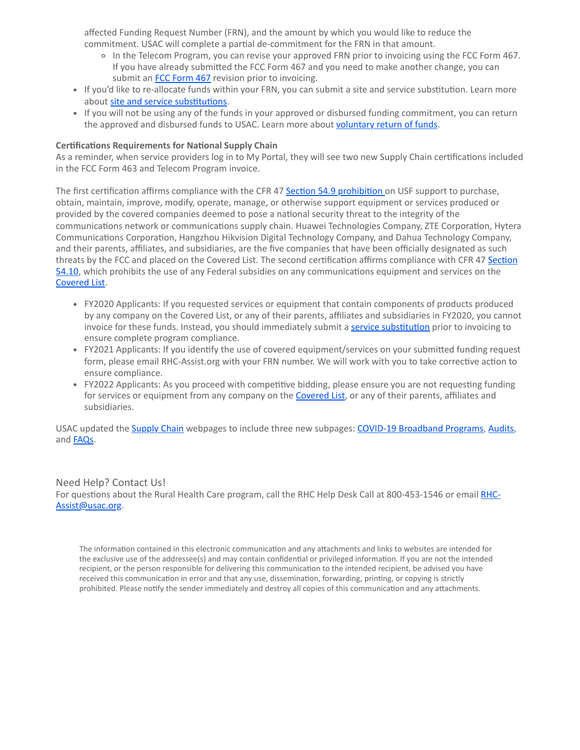affected Funding Request Number (FRN), and the amount by which you would like to reduce the commitment. USAC will complete a partial de-commitment for the FRN in that amount.
    - In the Telecom Program, you can revise your approved FRN prior to invoicing using the FCC Form 467. If you have already submitted the FCC Form 467 and you need to make another change, you can submit an FCC Form 467 revision prior to invoicing.
- If you'd like to re-allocate funds within your FRN, you can submit a site and service substitution. Learn more about site and service substitutions.
- If you will not be using any of the funds in your approved or disbursed funding commitment, you can return the approved and disbursed funds to USAC. Learn more about voluntary return of funds.

**Certifications Requirements for National Supply Chain**
As a reminder, when service providers log in to My Portal, they will see two new Supply Chain certifications included in the FCC Form 463 and Telecom Program invoice.

The first certification affirms compliance with the CFR 47 Section 54.9 prohibition on USF support to purchase, obtain, maintain, improve, modify, operate, manage, or otherwise support equipment or services produced or provided by the covered companies deemed to pose a national security threat to the integrity of the communications network or communications supply chain. Huawei Technologies Company, ZTE Corporation, Hytera Communications Corporation, Hangzhou Hikvision Digital Technology Company, and Dahua Technology Company, and their parents, affiliates, and subsidiaries, are the five companies that have been officially designated as such threats by the FCC and placed on the Covered List. The second certification affirms compliance with CFR 47 Section 54.10, which prohibits the use of any Federal subsidies on any communications equipment and services on the Covered List.

- FY2020 Applicants: If you requested services or equipment that contain components of products produced by any company on the Covered List, or any of their parents, affiliates and subsidiaries in FY2020, you cannot invoice for these funds. Instead, you should immediately submit a service substitution prior to invoicing to ensure complete program compliance.
- FY2021 Applicants: If you identify the use of covered equipment/services on your submitted funding request form, please email RHC-Assist.org with your FRN number. We will work with you to take corrective action to ensure compliance.
- FY2022 Applicants: As you proceed with competitive bidding, please ensure you are not requesting funding for services or equipment from any company on the Covered List, or any of their parents, affiliates and subsidiaries.

USAC updated the Supply Chain webpages to include three new subpages: COVID-19 Broadband Programs, Audits, and FAQs.

## Need Help? Contact Us!

For questions about the Rural Health Care program, call the RHC Help Desk Call at 800-453-1546 or email RHC-Assist@usac.org.

The information contained in this electronic communication and any attachments and links to websites are intended for the exclusive use of the addressee(s) and may contain confidential or privileged information. If you are not the intended recipient, or the person responsible for delivering this communication to the intended recipient, be advised you have received this communication in error and that any use, dissemination, forwarding, printing, or copying is strictly prohibited. Please notify the sender immediately and destroy all copies of this communication and any attachments.